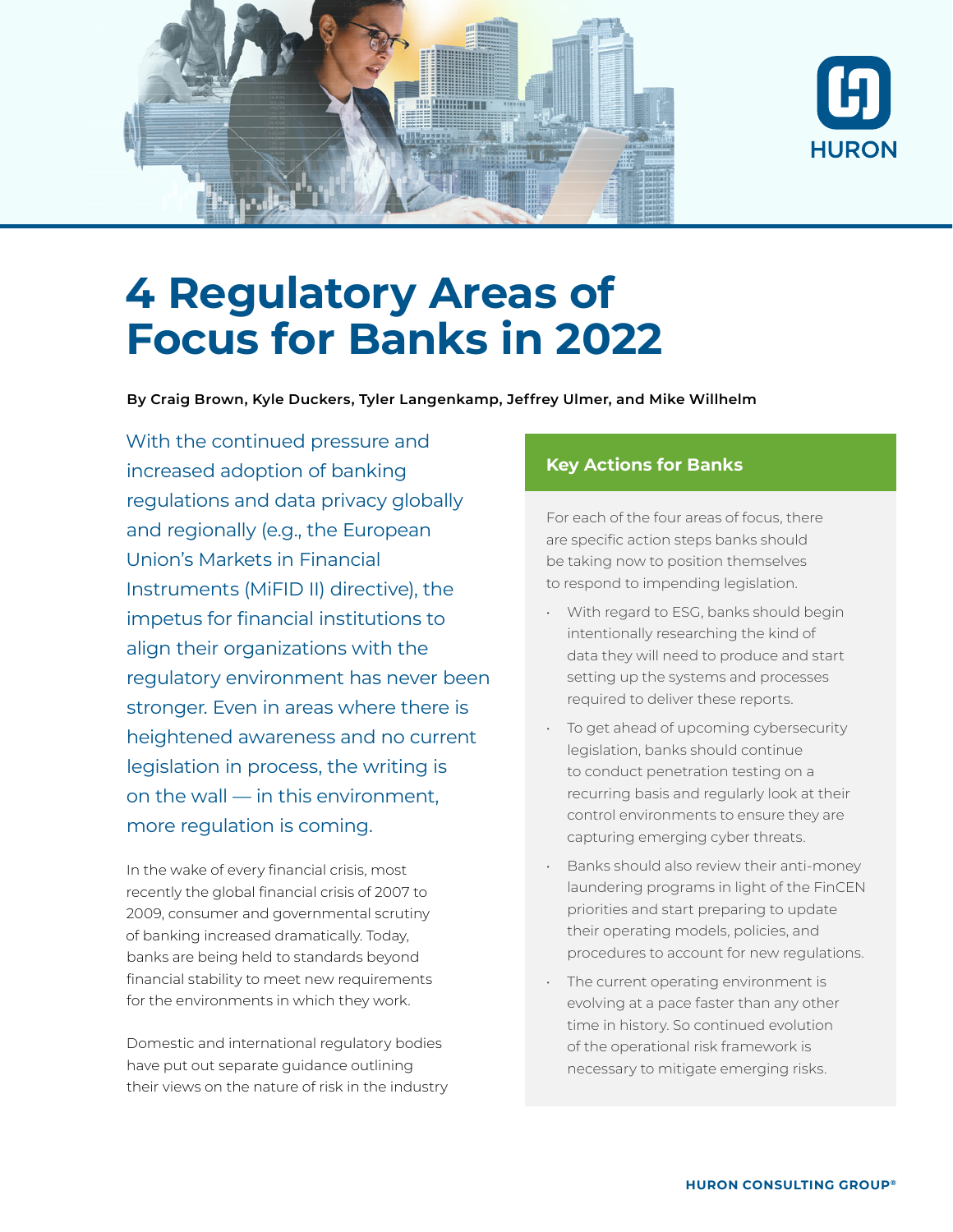# 4 Regulatory Areas of Focus for Banks in 2022

**By Craig Brown, Kyle Duckers, Tyler Langenkamp, Jeffrey Ulmer, and Mike Willhelm**

With the continued pressure and increased adoption of banking regulations and data privacy globally and regionally (e.g., the European Union's Markets in Financial Instruments (MiFID II) directive), the impetus for financial institutions to align their organizations with the regulatory environment has never been stronger. Even in areas where there is heightened awareness and no current legislation in process, the writing is on the wall — in this environment, more regulation is coming.

In the wake of every financial crisis, most recently the global financial crisis of 2007 to 2009, consumer and governmental scrutiny of banking increased dramatically. Today, banks are being held to standards beyond financial stability to meet new requirements for the environments in which they work.

Domestic and international regulatory bodies have put out separate guidance outlining their views on the nature of risk in the industry

## Key Actions for Banks

For each of the four areas of focus, there are specific action steps banks should be taking now to position themselves to respond to impending legislation.

- With regard to ESG, banks should begin intentionally researching the kind of data they will need to produce and start setting up the systems and processes required to deliver these reports.
- To get ahead of upcoming cybersecurity legislation, banks should continue to conduct penetration testing on a recurring basis and regularly look at their control environments to ensure they are capturing emerging cyber threats.
- Banks should also review their anti-money laundering programs in light of the FinCEN priorities and start preparing to update their operating models, policies, and procedures to account for new regulations.
- The current operating environment is evolving at a pace faster than any other time in history. So continued evolution of the operational risk framework is necessary to mitigate emerging risks.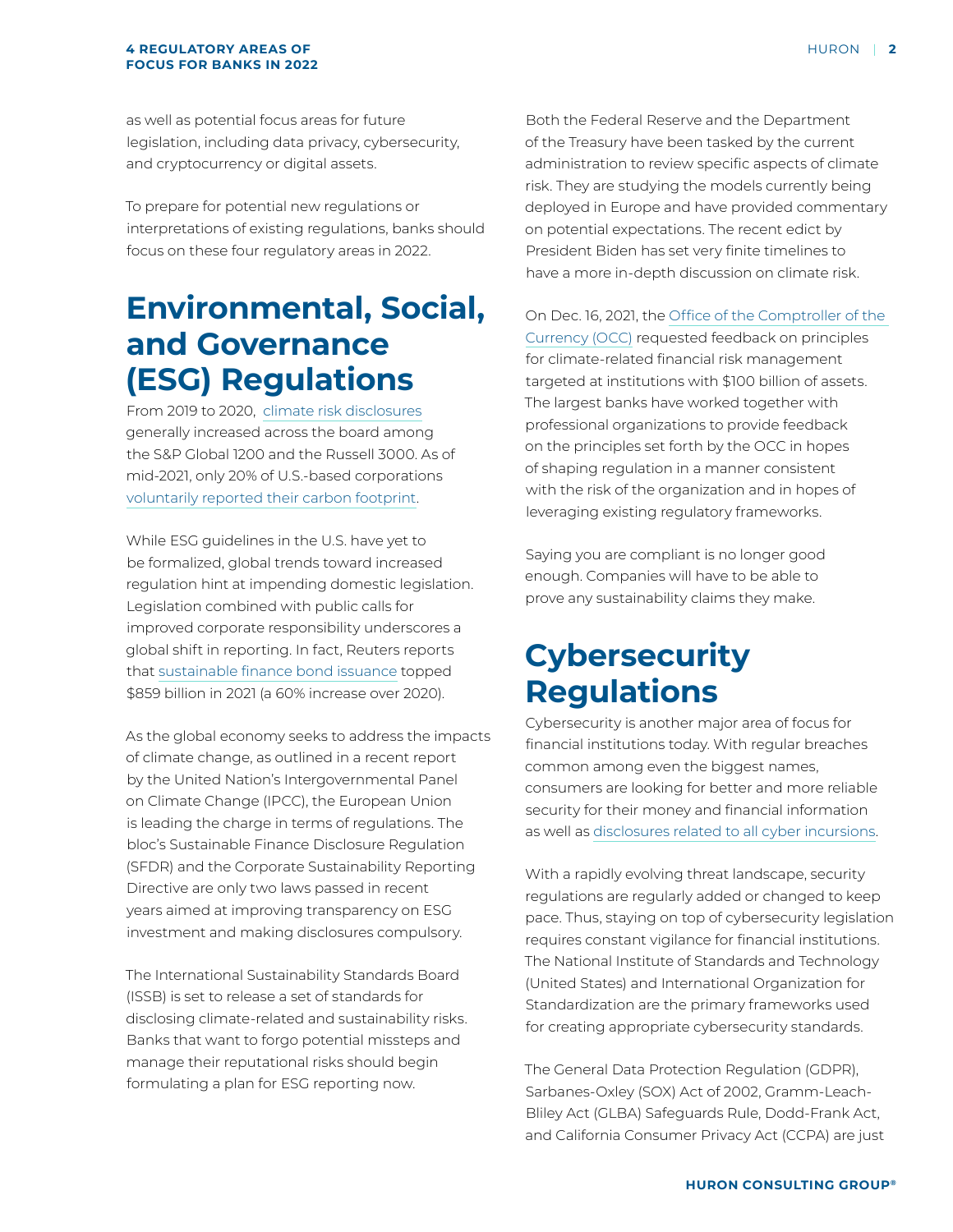as well as potential focus areas for future legislation, including data privacy, cybersecurity, and cryptocurrency or digital assets.

To prepare for potential new regulations or interpretations of existing regulations, banks should focus on these four regulatory areas in 2022.

## Environmental, Social, and Governance (ESG) Regulations

From 2019 to 2020, climate risk disclosures generally increased across the board among the S&P Global 1200 and the Russell 3000. As of mid-2021, only 20% of U.S.-based corporations voluntarily reported their carbon footprint.

While ESG guidelines in the U.S. have yet to be formalized, global trends toward increased regulation hint at impending domestic legislation. Legislation combined with public calls for improved corporate responsibility underscores a global shift in reporting. In fact, Reuters reports that sustainable finance bond issuance topped $859 billion in 2021 (a 60% increase over 2020).

As the global economy seeks to address the impacts of climate change, as outlined in a recent report by the United Nation's Intergovernmental Panel on Climate Change (IPCC), the European Union is leading the charge in terms of regulations. The bloc's Sustainable Finance Disclosure Regulation (SFDR) and the Corporate Sustainability Reporting Directive are only two laws passed in recent years aimed at improving transparency on ESG investment and making disclosures compulsory.

The International Sustainability Standards Board (ISSB) is set to release a set of standards for disclosing climate-related and sustainability risks. Banks that want to forgo potential missteps and manage their reputational risks should begin formulating a plan for ESG reporting now.

Both the Federal Reserve and the Department of the Treasury have been tasked by the current administration to review specific aspects of climate risk. They are studying the models currently being deployed in Europe and have provided commentary on potential expectations. The recent edict by President Biden has set very finite timelines to have a more in-depth discussion on climate risk.

On Dec. 16, 2021, the Office of the Comptroller of the Currency (OCC) requested feedback on principles for climate-related financial risk management targeted at institutions with $100 billion of assets. The largest banks have worked together with professional organizations to provide feedback on the principles set forth by the OCC in hopes of shaping regulation in a manner consistent with the risk of the organization and in hopes of leveraging existing regulatory frameworks.

Saying you are compliant is no longer good enough. Companies will have to be able to prove any sustainability claims they make.

## Cybersecurity Regulations

Cybersecurity is another major area of focus for financial institutions today. With regular breaches common among even the biggest names, consumers are looking for better and more reliable security for their money and financial information as well as disclosures related to all cyber incursions.

With a rapidly evolving threat landscape, security regulations are regularly added or changed to keep pace. Thus, staying on top of cybersecurity legislation requires constant vigilance for financial institutions. The National Institute of Standards and Technology (United States) and International Organization for Standardization are the primary frameworks used for creating appropriate cybersecurity standards.

The General Data Protection Regulation (GDPR), Sarbanes-Oxley (SOX) Act of 2002, Gramm-Leach-Bliley Act (GLBA) Safeguards Rule, Dodd-Frank Act, and California Consumer Privacy Act (CCPA) are just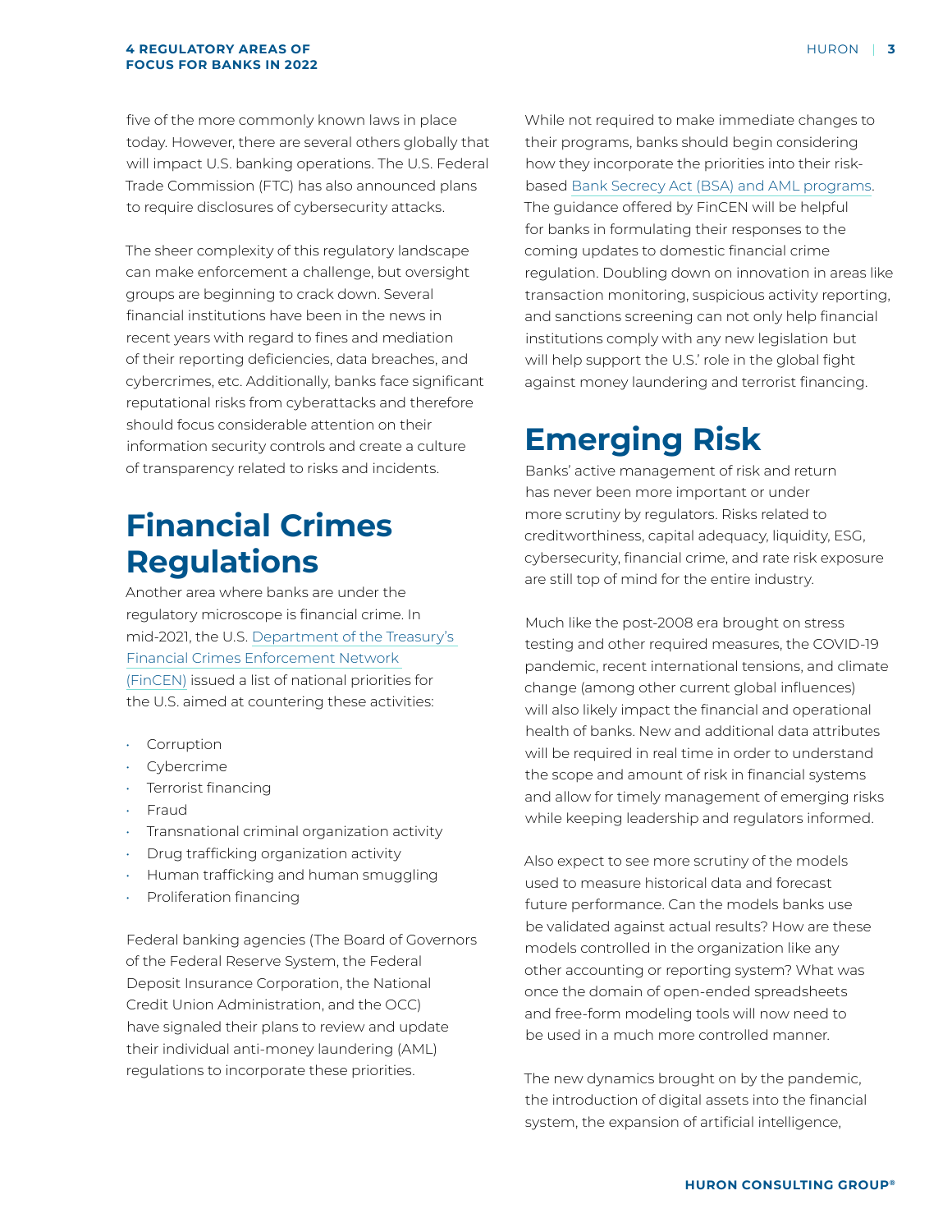five of the more commonly known laws in place today. However, there are several others globally that will impact U.S. banking operations. The U.S. Federal Trade Commission (FTC) has also announced plans to require disclosures of cybersecurity attacks.

The sheer complexity of this regulatory landscape can make enforcement a challenge, but oversight groups are beginning to crack down. Several financial institutions have been in the news in recent years with regard to fines and mediation of their reporting deficiencies, data breaches, and cybercrimes, etc. Additionally, banks face significant reputational risks from cyberattacks and therefore should focus considerable attention on their information security controls and create a culture of transparency related to risks and incidents.

# Financial Crimes Regulations

Another area where banks are under the regulatory microscope is financial crime. In mid-2021, the U.S. Department of the Treasury's Financial Crimes Enforcement Network (FinCEN) issued a list of national priorities for the U.S. aimed at countering these activities:

- Corruption
- Cybercrime
- Terrorist financing
- Fraud
- Transnational criminal organization activity
- Drug trafficking organization activity
- Human trafficking and human smuggling
- Proliferation financing

Federal banking agencies (The Board of Governors of the Federal Reserve System, the Federal Deposit Insurance Corporation, the National Credit Union Administration, and the OCC) have signaled their plans to review and update their individual anti-money laundering (AML) regulations to incorporate these priorities.

While not required to make immediate changes to their programs, banks should begin considering how they incorporate the priorities into their risk-based Bank Secrecy Act (BSA) and AML programs. The guidance offered by FinCEN will be helpful for banks in formulating their responses to the coming updates to domestic financial crime regulation. Doubling down on innovation in areas like transaction monitoring, suspicious activity reporting, and sanctions screening can not only help financial institutions comply with any new legislation but will help support the U.S.' role in the global fight against money laundering and terrorist financing.

# Emerging Risk

Banks' active management of risk and return has never been more important or under more scrutiny by regulators. Risks related to creditworthiness, capital adequacy, liquidity, ESG, cybersecurity, financial crime, and rate risk exposure are still top of mind for the entire industry.

Much like the post-2008 era brought on stress testing and other required measures, the COVID-19 pandemic, recent international tensions, and climate change (among other current global influences) will also likely impact the financial and operational health of banks. New and additional data attributes will be required in real time in order to understand the scope and amount of risk in financial systems and allow for timely management of emerging risks while keeping leadership and regulators informed.

Also expect to see more scrutiny of the models used to measure historical data and forecast future performance. Can the models banks use be validated against actual results? How are these models controlled in the organization like any other accounting or reporting system? What was once the domain of open-ended spreadsheets and free-form modeling tools will now need to be used in a much more controlled manner.

The new dynamics brought on by the pandemic, the introduction of digital assets into the financial system, the expansion of artificial intelligence,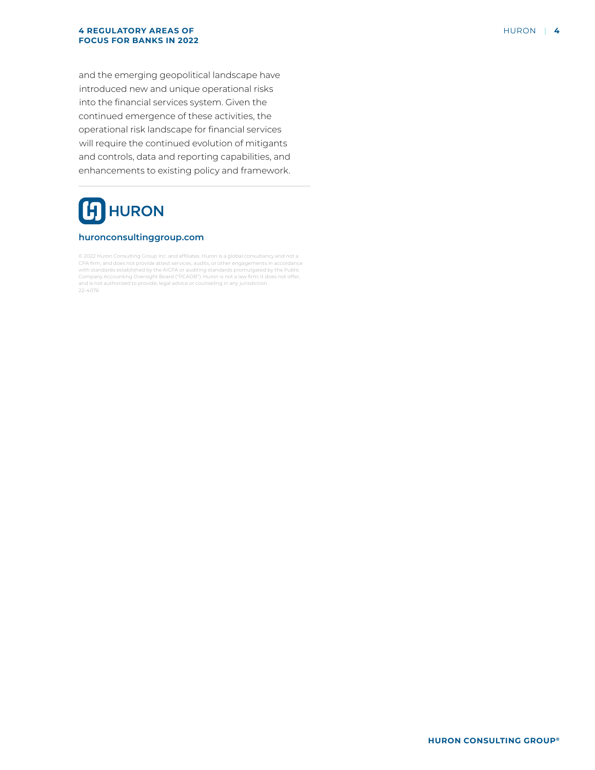and the emerging geopolitical landscape have introduced new and unique operational risks into the financial services system. Given the continued emergence of these activities, the operational risk landscape for financial services will require the continued evolution of mitigants and controls, data and reporting capabilities, and enhancements to existing policy and framework.

---

HURON

**huronconsultinggroup.com**

© 2022 Huron Consulting Group Inc. and affiliates. Huron is a global consultancy and not a CPA firm, and does not provide attest services, audits, or other engagements in accordance with standards established by the AICPA or auditing standards promulgated by the Public Company Accounting Oversight Board ("PCAOB"). Huron is not a law firm; it does not offer, and is not authorized to provide, legal advice or counseling in any jurisdiction.
22-4076